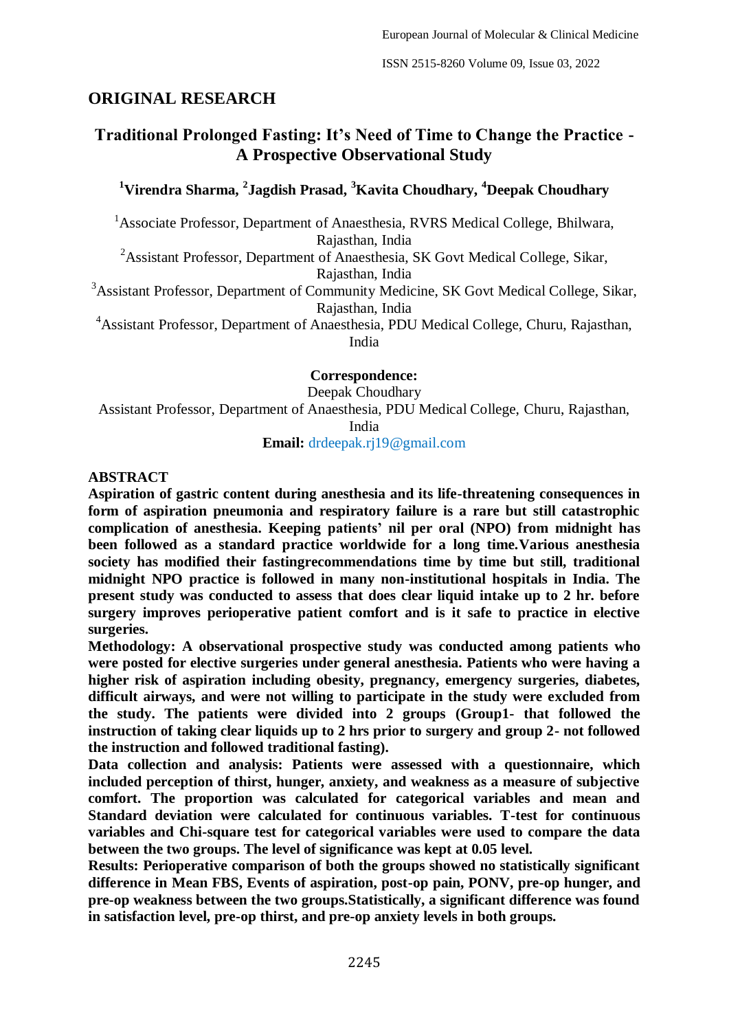## ORIGINAL RESEARCH

# Traditional Prolonged Fasting: It's Need of Time to Change the Practice - A Prospective Observational Study

**[1]Virendra Sharma, [2]Jagdish Prasad, [3]Kavita Choudhary, [4]Deepak Choudhary**

[1]Associate Professor, Department of Anaesthesia, RVRS Medical College, Bhilwara, Rajasthan, India

[2]Assistant Professor, Department of Anaesthesia, SK Govt Medical College, Sikar, Rajasthan, India

[3]Assistant Professor, Department of Community Medicine, SK Govt Medical College, Sikar, Rajasthan, India

[4]Assistant Professor, Department of Anaesthesia, PDU Medical College, Churu, Rajasthan, India

**Correspondence:**

Deepak Choudhary

Assistant Professor, Department of Anaesthesia, PDU Medical College, Churu, Rajasthan, India

**Email:** drdeepak.rj19@gmail.com

## ABSTRACT

**Aspiration of gastric content during anesthesia and its life-threatening consequences in form of aspiration pneumonia and respiratory failure is a rare but still catastrophic complication of anesthesia. Keeping patients' nil per oral (NPO) from midnight has been followed as a standard practice worldwide for a long time.Various anesthesia society has modified their fastingrecommendations time by time but still, traditional midnight NPO practice is followed in many non-institutional hospitals in India. The present study was conducted to assess that does clear liquid intake up to 2 hr. before surgery improves perioperative patient comfort and is it safe to practice in elective surgeries.**

**Methodology: A observational prospective study was conducted among patients who were posted for elective surgeries under general anesthesia. Patients who were having a higher risk of aspiration including obesity, pregnancy, emergency surgeries, diabetes, difficult airways, and were not willing to participate in the study were excluded from the study. The patients were divided into 2 groups (Group1- that followed the instruction of taking clear liquids up to 2 hrs prior to surgery and group 2- not followed the instruction and followed traditional fasting).**

**Data collection and analysis: Patients were assessed with a questionnaire, which included perception of thirst, hunger, anxiety, and weakness as a measure of subjective comfort. The proportion was calculated for categorical variables and mean and Standard deviation were calculated for continuous variables. T-test for continuous variables and Chi-square test for categorical variables were used to compare the data between the two groups. The level of significance was kept at 0.05 level.**

**Results: Perioperative comparison of both the groups showed no statistically significant difference in Mean FBS, Events of aspiration, post-op pain, PONV, pre-op hunger, and pre-op weakness between the two groups.Statistically, a significant difference was found in satisfaction level, pre-op thirst, and pre-op anxiety levels in both groups.**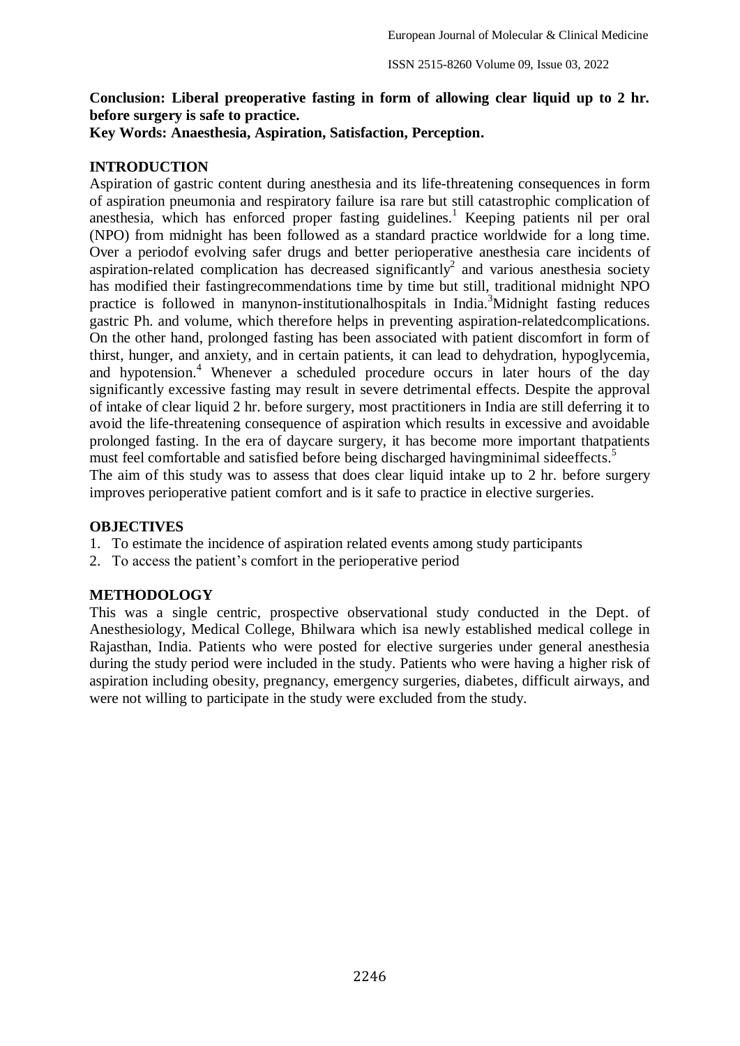**Conclusion: Liberal preoperative fasting in form of allowing clear liquid up to 2 hr. before surgery is safe to practice.**

**Key Words: Anaesthesia, Aspiration, Satisfaction, Perception.**

## INTRODUCTION

Aspiration of gastric content during anesthesia and its life-threatening consequences in form of aspiration pneumonia and respiratory failure isa rare but still catastrophic complication of anesthesia, which has enforced proper fasting guidelines.[1] Keeping patients nil per oral (NPO) from midnight has been followed as a standard practice worldwide for a long time. Over a periodof evolving safer drugs and better perioperative anesthesia care incidents of aspiration-related complication has decreased significantly[2] and various anesthesia society has modified their fastingrecommendations time by time but still, traditional midnight NPO practice is followed in manynon-institutionalhospitals in India.[3]Midnight fasting reduces gastric Ph. and volume, which therefore helps in preventing aspiration-relatedcomplications. On the other hand, prolonged fasting has been associated with patient discomfort in form of thirst, hunger, and anxiety, and in certain patients, it can lead to dehydration, hypoglycemia, and hypotension.[4] Whenever a scheduled procedure occurs in later hours of the day significantly excessive fasting may result in severe detrimental effects. Despite the approval of intake of clear liquid 2 hr. before surgery, most practitioners in India are still deferring it to avoid the life-threatening consequence of aspiration which results in excessive and avoidable prolonged fasting. In the era of daycare surgery, it has become more important thatpatients must feel comfortable and satisfied before being discharged havingminimal sideeffects.[5]

The aim of this study was to assess that does clear liquid intake up to 2 hr. before surgery improves perioperative patient comfort and is it safe to practice in elective surgeries.

## OBJECTIVES

1. To estimate the incidence of aspiration related events among study participants
2. To access the patient's comfort in the perioperative period

## METHODOLOGY

This was a single centric, prospective observational study conducted in the Dept. of Anesthesiology, Medical College, Bhilwara which isa newly established medical college in Rajasthan, India. Patients who were posted for elective surgeries under general anesthesia during the study period were included in the study. Patients who were having a higher risk of aspiration including obesity, pregnancy, emergency surgeries, diabetes, difficult airways, and were not willing to participate in the study were excluded from the study.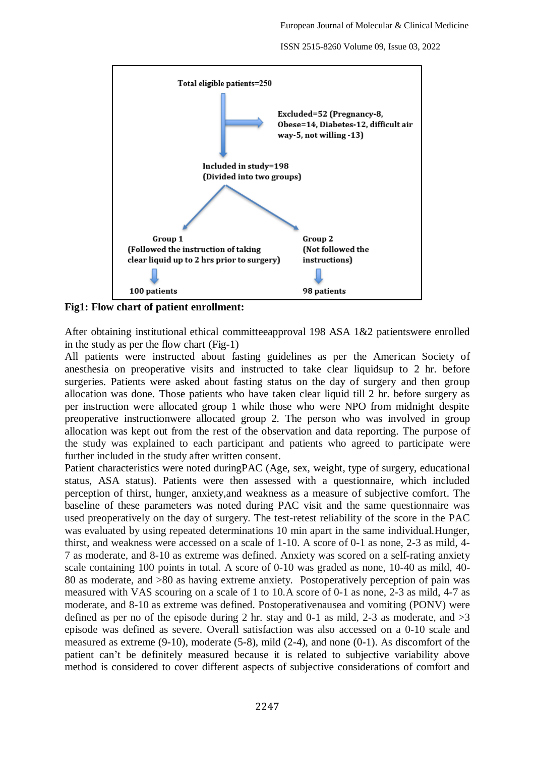Total eligible patients=250

Excluded=52 (Pregnancy-8, Obese=14, Diabetes-12, difficult air way-5, not willing -13)

Included in study=198
(Divided into two groups)

Group 1
(Followed the instruction of taking clear liquid up to 2 hrs prior to surgery)

100 patients

Group 2
(Not followed the instructions)

98 patients

**Fig1: Flow chart of patient enrollment:**

After obtaining institutional ethical committeeapproval 198 ASA 1&2 patientswere enrolled in the study as per the flow chart (Fig-1)

All patients were instructed about fasting guidelines as per the American Society of anesthesia on preoperative visits and instructed to take clear liquidsup to 2 hr. before surgeries. Patients were asked about fasting status on the day of surgery and then group allocation was done. Those patients who have taken clear liquid till 2 hr. before surgery as per instruction were allocated group 1 while those who were NPO from midnight despite preoperative instructionwere allocated group 2. The person who was involved in group allocation was kept out from the rest of the observation and data reporting. The purpose of the study was explained to each participant and patients who agreed to participate were further included in the study after written consent.

Patient characteristics were noted duringPAC (Age, sex, weight, type of surgery, educational status, ASA status). Patients were then assessed with a questionnaire, which included perception of thirst, hunger, anxiety,and weakness as a measure of subjective comfort. The baseline of these parameters was noted during PAC visit and the same questionnaire was used preoperatively on the day of surgery. The test-retest reliability of the score in the PAC was evaluated by using repeated determinations 10 min apart in the same individual.Hunger, thirst, and weakness were accessed on a scale of 1-10. A score of 0-1 as none, 2-3 as mild, 4-7 as moderate, and 8-10 as extreme was defined. Anxiety was scored on a self-rating anxiety scale containing 100 points in total. A score of 0-10 was graded as none, 10-40 as mild, 40-80 as moderate, and >80 as having extreme anxiety. Postoperatively perception of pain was measured with VAS scouring on a scale of 1 to 10.A score of 0-1 as none, 2-3 as mild, 4-7 as moderate, and 8-10 as extreme was defined. Postoperativenausea and vomiting (PONV) were defined as per no of the episode during 2 hr. stay and 0-1 as mild, 2-3 as moderate, and >3 episode was defined as severe. Overall satisfaction was also accessed on a 0-10 scale and measured as extreme (9-10), moderate (5-8), mild (2-4), and none (0-1). As discomfort of the patient can't be definitely measured because it is related to subjective variability above method is considered to cover different aspects of subjective considerations of comfort and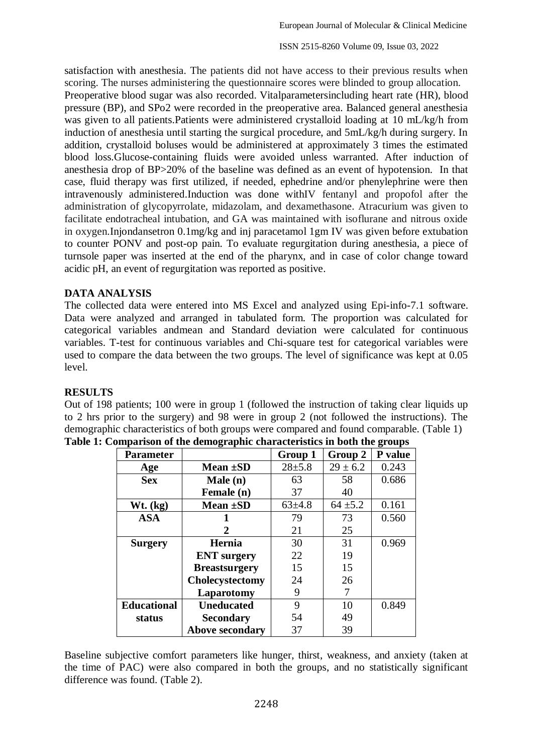satisfaction with anesthesia. The patients did not have access to their previous results when scoring. The nurses administering the questionnaire scores were blinded to group allocation.
Preoperative blood sugar was also recorded. Vitalparametersincluding heart rate (HR), blood pressure (BP), and SPo2 were recorded in the preoperative area. Balanced general anesthesia was given to all patients.Patients were administered crystalloid loading at 10 mL/kg/h from induction of anesthesia until starting the surgical procedure, and 5mL/kg/h during surgery. In addition, crystalloid boluses would be administered at approximately 3 times the estimated blood loss.Glucose-containing fluids were avoided unless warranted. After induction of anesthesia drop of BP>20% of the baseline was defined as an event of hypotension. In that case, fluid therapy was first utilized, if needed, ephedrine and/or phenylephrine were then intravenously administered.Induction was done withIV fentanyl and propofol after the administration of glycopyrrolate, midazolam, and dexamethasone. Atracurium was given to facilitate endotracheal intubation, and GA was maintained with isoflurane and nitrous oxide in oxygen.Injondansetron 0.1mg/kg and inj paracetamol 1gm IV was given before extubation to counter PONV and post-op pain. To evaluate regurgitation during anesthesia, a piece of turnsole paper was inserted at the end of the pharynx, and in case of color change toward acidic pH, an event of regurgitation was reported as positive.

## DATA ANALYSIS

The collected data were entered into MS Excel and analyzed using Epi-info-7.1 software. Data were analyzed and arranged in tabulated form. The proportion was calculated for categorical variables andmean and Standard deviation were calculated for continuous variables. T-test for continuous variables and Chi-square test for categorical variables were used to compare the data between the two groups. The level of significance was kept at 0.05 level.

## RESULTS

Out of 198 patients; 100 were in group 1 (followed the instruction of taking clear liquids up to 2 hrs prior to the surgery) and 98 were in group 2 (not followed the instructions). The demographic characteristics of both groups were compared and found comparable. (Table 1)

**Table 1: Comparison of the demographic characteristics in both the groups**

| Parameter | | Group 1 | Group 2 | P value |
|---|---|---|---|---|
| Age | Mean ±SD | 28±5.8 | 29 ± 6.2 | 0.243 |
| Sex | Male (n) | 63 | 58 | 0.686 |
| | Female (n) | 37 | 40 | |
| Wt. (kg) | Mean ±SD | 63±4.8 | 64 ±5.2 | 0.161 |
| ASA | 1 | 79 | 73 | 0.560 |
| | 2 | 21 | 25 | |
| Surgery | Hernia | 30 | 31 | 0.969 |
| | ENT surgery | 22 | 19 | |
| | Breastsurgery | 15 | 15 | |
| | Cholecystectomy | 24 | 26 | |
| | Laparotomy | 9 | 7 | |
| Educational status | Uneducated | 9 | 10 | 0.849 |
| | Secondary | 54 | 49 | |
| | Above secondary | 37 | 39 | |

Baseline subjective comfort parameters like hunger, thirst, weakness, and anxiety (taken at the time of PAC) were also compared in both the groups, and no statistically significant difference was found. (Table 2).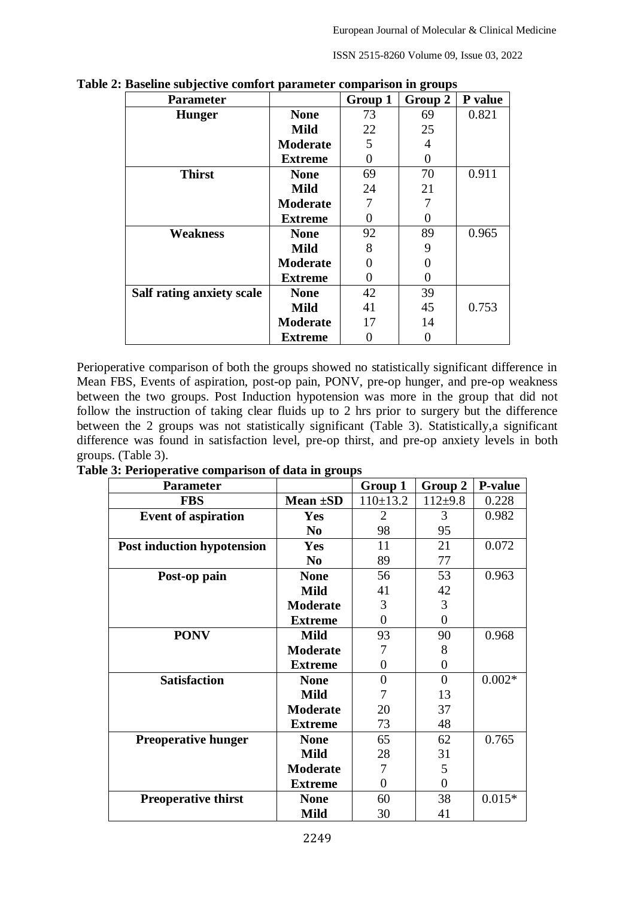**Table 2: Baseline subjective comfort parameter comparison in groups**

| Parameter | | Group 1 | Group 2 | P value |
|---|---|---|---|---|
| **Hunger** | **None** | 73 | 69 | 0.821 |
| | **Mild** | 22 | 25 | |
| | **Moderate** | 5 | 4 | |
| | **Extreme** | 0 | 0 | |
| **Thirst** | **None** | 69 | 70 | 0.911 |
| | **Mild** | 24 | 21 | |
| | **Moderate** | 7 | 7 | |
| | **Extreme** | 0 | 0 | |
| **Weakness** | **None** | 92 | 89 | 0.965 |
| | **Mild** | 8 | 9 | |
| | **Moderate** | 0 | 0 | |
| | **Extreme** | 0 | 0 | |
| **Salf rating anxiety scale** | **None** | 42 | 39 | |
| | **Mild** | 41 | 45 | 0.753 |
| | **Moderate** | 17 | 14 | |
| | **Extreme** | 0 | 0 | |

Perioperative comparison of both the groups showed no statistically significant difference in Mean FBS, Events of aspiration, post-op pain, PONV, pre-op hunger, and pre-op weakness between the two groups. Post Induction hypotension was more in the group that did not follow the instruction of taking clear fluids up to 2 hrs prior to surgery but the difference between the 2 groups was not statistically significant (Table 3). Statistically,a significant difference was found in satisfaction level, pre-op thirst, and pre-op anxiety levels in both groups. (Table 3).

**Table 3: Perioperative comparison of data in groups**

| Parameter | | Group 1 | Group 2 | P-value |
|---|---|---|---|---|
| **FBS** | **Mean ±SD** | 110±13.2 | 112±9.8 | 0.228 |
| **Event of aspiration** | **Yes** | 2 | 3 | 0.982 |
| | **No** | 98 | 95 | |
| **Post induction hypotension** | **Yes** | 11 | 21 | 0.072 |
| | **No** | 89 | 77 | |
| **Post-op pain** | **None** | 56 | 53 | 0.963 |
| | **Mild** | 41 | 42 | |
| | **Moderate** | 3 | 3 | |
| | **Extreme** | 0 | 0 | |
| **PONV** | **Mild** | 93 | 90 | 0.968 |
| | **Moderate** | 7 | 8 | |
| | **Extreme** | 0 | 0 | |
| **Satisfaction** | **None** | 0 | 0 | 0.002* |
| | **Mild** | 7 | 13 | |
| | **Moderate** | 20 | 37 | |
| | **Extreme** | 73 | 48 | |
| **Preoperative hunger** | **None** | 65 | 62 | 0.765 |
| | **Mild** | 28 | 31 | |
| | **Moderate** | 7 | 5 | |
| | **Extreme** | 0 | 0 | |
| **Preoperative thirst** | **None** | 60 | 38 | 0.015* |
| | **Mild** | 30 | 41 | |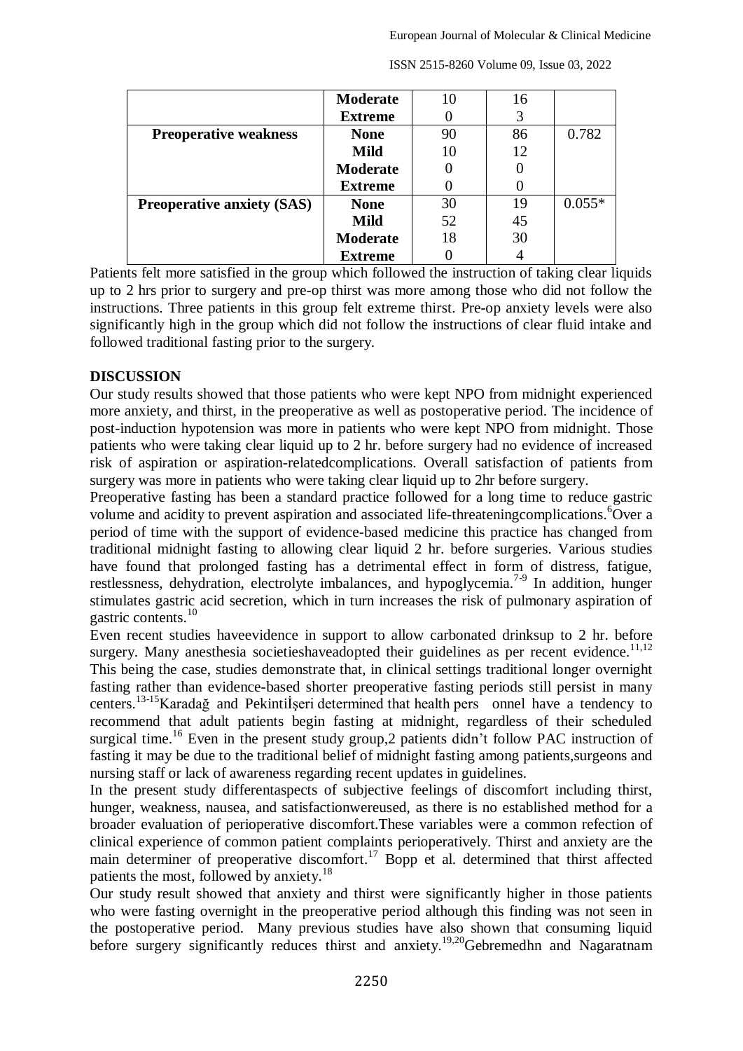| | | | | |
|---|---|---|---|---|
| | **Moderate** | 10 | 16 | |
| | **Extreme** | 0 | 3 | |
| **Preoperative weakness** | **None** | 90 | 86 | 0.782 |
| | **Mild** | 10 | 12 | |
| | **Moderate** | 0 | 0 | |
| | **Extreme** | 0 | 0 | |
| **Preoperative anxiety (SAS)** | **None** | 30 | 19 | 0.055* |
| | **Mild** | 52 | 45 | |
| | **Moderate** | 18 | 30 | |
| | **Extreme** | 0 | 4 | |

Patients felt more satisfied in the group which followed the instruction of taking clear liquids up to 2 hrs prior to surgery and pre-op thirst was more among those who did not follow the instructions. Three patients in this group felt extreme thirst. Pre-op anxiety levels were also significantly high in the group which did not follow the instructions of clear fluid intake and followed traditional fasting prior to the surgery.

## DISCUSSION

Our study results showed that those patients who were kept NPO from midnight experienced more anxiety, and thirst, in the preoperative as well as postoperative period. The incidence of post-induction hypotension was more in patients who were kept NPO from midnight. Those patients who were taking clear liquid up to 2 hr. before surgery had no evidence of increased risk of aspiration or aspiration-relatedcomplications. Overall satisfaction of patients from surgery was more in patients who were taking clear liquid up to 2hr before surgery.

Preoperative fasting has been a standard practice followed for a long time to reduce gastric volume and acidity to prevent aspiration and associated life-threateningcomplications.[6] Over a period of time with the support of evidence-based medicine this practice has changed from traditional midnight fasting to allowing clear liquid 2 hr. before surgeries. Various studies have found that prolonged fasting has a detrimental effect in form of distress, fatigue, restlessness, dehydration, electrolyte imbalances, and hypoglycemia.[7-9] In addition, hunger stimulates gastric acid secretion, which in turn increases the risk of pulmonary aspiration of gastric contents.[10]

Even recent studies haveevidence in support to allow carbonated drinksup to 2 hr. before surgery. Many anesthesia societieshaveadopted their guidelines as per recent evidence.[11,12] This being the case, studies demonstrate that, in clinical settings traditional longer overnight fasting rather than evidence-based shorter preoperative fasting periods still persist in many centers.[13-15] Karadağ and Pekintiİşeri determined that health pers onnel have a tendency to recommend that adult patients begin fasting at midnight, regardless of their scheduled surgical time.[16] Even in the present study group,2 patients didn't follow PAC instruction of fasting it may be due to the traditional belief of midnight fasting among patients,surgeons and nursing staff or lack of awareness regarding recent updates in guidelines.

In the present study differentaspects of subjective feelings of discomfort including thirst, hunger, weakness, nausea, and satisfactionwereused, as there is no established method for a broader evaluation of perioperative discomfort.These variables were a common refection of clinical experience of common patient complaints perioperatively. Thirst and anxiety are the main determiner of preoperative discomfort.[17] Bopp et al. determined that thirst affected patients the most, followed by anxiety.[18]

Our study result showed that anxiety and thirst were significantly higher in those patients who were fasting overnight in the preoperative period although this finding was not seen in the postoperative period. Many previous studies have also shown that consuming liquid before surgery significantly reduces thirst and anxiety.[19,20] Gebremedhn and Nagaratnam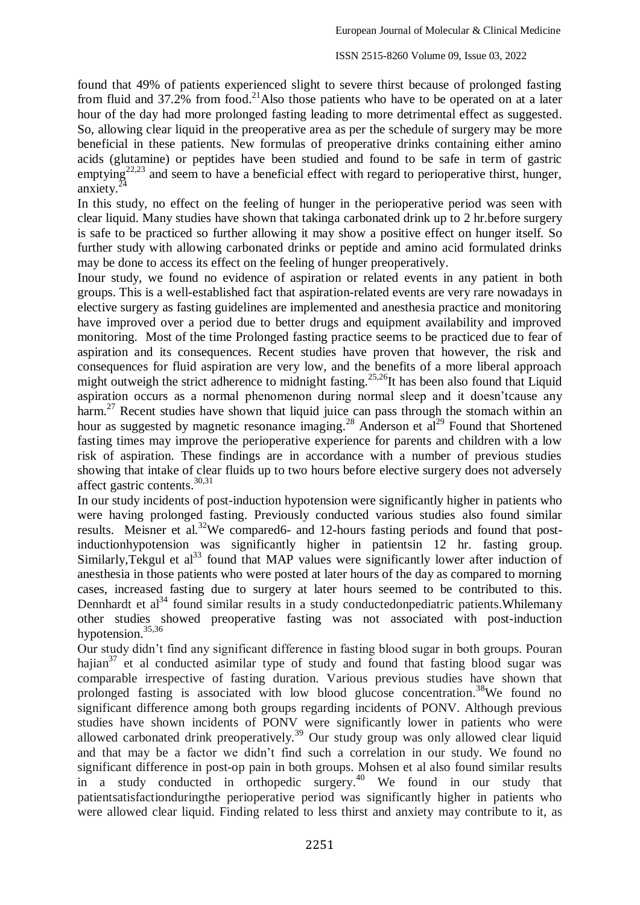found that 49% of patients experienced slight to severe thirst because of prolonged fasting from fluid and 37.2% from food.[21]Also those patients who have to be operated on at a later hour of the day had more prolonged fasting leading to more detrimental effect as suggested. So, allowing clear liquid in the preoperative area as per the schedule of surgery may be more beneficial in these patients. New formulas of preoperative drinks containing either amino acids (glutamine) or peptides have been studied and found to be safe in term of gastric emptying[22,23] and seem to have a beneficial effect with regard to perioperative thirst, hunger, anxiety.[24]

In this study, no effect on the feeling of hunger in the perioperative period was seen with clear liquid. Many studies have shown that takinga carbonated drink up to 2 hr.before surgery is safe to be practiced so further allowing it may show a positive effect on hunger itself. So further study with allowing carbonated drinks or peptide and amino acid formulated drinks may be done to access its effect on the feeling of hunger preoperatively.

Inour study, we found no evidence of aspiration or related events in any patient in both groups. This is a well-established fact that aspiration-related events are very rare nowadays in elective surgery as fasting guidelines are implemented and anesthesia practice and monitoring have improved over a period due to better drugs and equipment availability and improved monitoring. Most of the time Prolonged fasting practice seems to be practiced due to fear of aspiration and its consequences. Recent studies have proven that however, the risk and consequences for fluid aspiration are very low, and the benefits of a more liberal approach might outweigh the strict adherence to midnight fasting.[25,26]It has been also found that Liquid aspiration occurs as a normal phenomenon during normal sleep and it doesn'tcause any harm.[27] Recent studies have shown that liquid juice can pass through the stomach within an hour as suggested by magnetic resonance imaging.[28] Anderson et al[29] Found that Shortened fasting times may improve the perioperative experience for parents and children with a low risk of aspiration. These findings are in accordance with a number of previous studies showing that intake of clear fluids up to two hours before elective surgery does not adversely affect gastric contents.[30,31]

In our study incidents of post-induction hypotension were significantly higher in patients who were having prolonged fasting. Previously conducted various studies also found similar results. Meisner et al.[32]We compared6- and 12-hours fasting periods and found that post-inductionhypotension was significantly higher in patientsin 12 hr. fasting group. Similarly,Tekgul et al[33] found that MAP values were significantly lower after induction of anesthesia in those patients who were posted at later hours of the day as compared to morning cases, increased fasting due to surgery at later hours seemed to be contributed to this. Dennhardt et al[34] found similar results in a study conductedonpediatric patients.Whilemany other studies showed preoperative fasting was not associated with post-induction hypotension.[35,36]

Our study didn't find any significant difference in fasting blood sugar in both groups. Pouran hajian[37] et al conducted asimilar type of study and found that fasting blood sugar was comparable irrespective of fasting duration. Various previous studies have shown that prolonged fasting is associated with low blood glucose concentration.[38]We found no significant difference among both groups regarding incidents of PONV. Although previous studies have shown incidents of PONV were significantly lower in patients who were allowed carbonated drink preoperatively.[39] Our study group was only allowed clear liquid and that may be a factor we didn't find such a correlation in our study. We found no significant difference in post-op pain in both groups. Mohsen et al also found similar results in a study conducted in orthopedic surgery.[40] We found in our study that patientsatisfactionduringthe perioperative period was significantly higher in patients who were allowed clear liquid. Finding related to less thirst and anxiety may contribute to it, as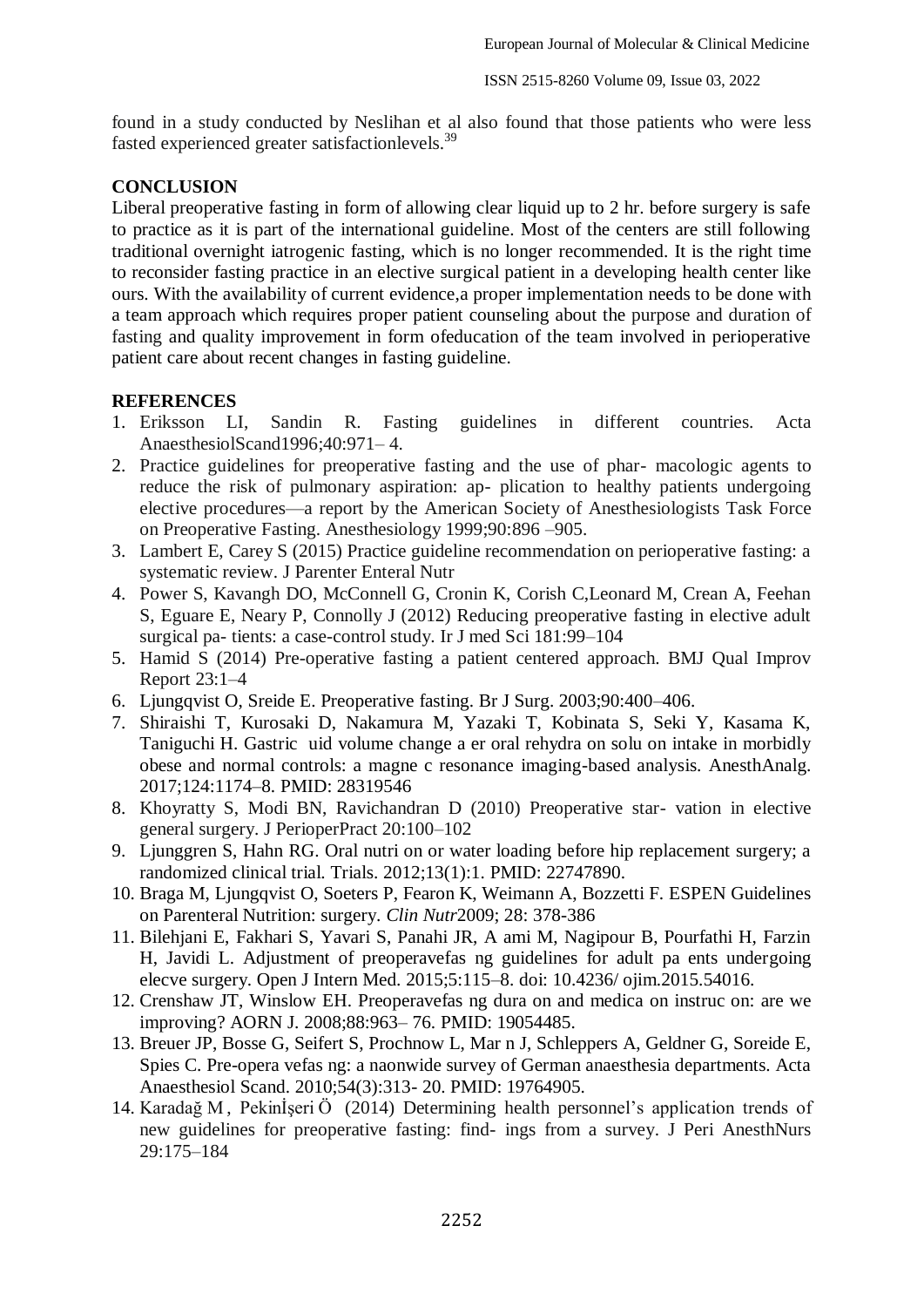found in a study conducted by Neslihan et al also found that those patients who were less fasted experienced greater satisfactionlevels.[39]

## CONCLUSION

Liberal preoperative fasting in form of allowing clear liquid up to 2 hr. before surgery is safe to practice as it is part of the international guideline. Most of the centers are still following traditional overnight iatrogenic fasting, which is no longer recommended. It is the right time to reconsider fasting practice in an elective surgical patient in a developing health center like ours. With the availability of current evidence,a proper implementation needs to be done with a team approach which requires proper patient counseling about the purpose and duration of fasting and quality improvement in form ofeducation of the team involved in perioperative patient care about recent changes in fasting guideline.

## REFERENCES

1. Eriksson LI, Sandin R. Fasting guidelines in different countries. Acta AnaesthesiolScand1996;40:971– 4.
2. Practice guidelines for preoperative fasting and the use of phar- macologic agents to reduce the risk of pulmonary aspiration: ap- plication to healthy patients undergoing elective procedures—a report by the American Society of Anesthesiologists Task Force on Preoperative Fasting. Anesthesiology 1999;90:896 –905.
3. Lambert E, Carey S (2015) Practice guideline recommendation on perioperative fasting: a systematic review. J Parenter Enteral Nutr
4. Power S, Kavangh DO, McConnell G, Cronin K, Corish C,Leonard M, Crean A, Feehan S, Eguare E, Neary P, Connolly J (2012) Reducing preoperative fasting in elective adult surgical pa- tients: a case-control study. Ir J med Sci 181:99–104
5. Hamid S (2014) Pre-operative fasting a patient centered approach. BMJ Qual Improv Report 23:1–4
6. Ljungqvist O, Sreide E. Preoperative fasting. Br J Surg. 2003;90:400–406.
7. Shiraishi T, Kurosaki D, Nakamura M, Yazaki T, Kobinata S, Seki Y, Kasama K, Taniguchi H. Gastric uid volume change a er oral rehydra on solu on intake in morbidly obese and normal controls: a magne c resonance imaging-based analysis. AnesthAnalg. 2017;124:1174–8. PMID: 28319546
8. Khoyratty S, Modi BN, Ravichandran D (2010) Preoperative star- vation in elective general surgery. J PerioperPract 20:100–102
9. Ljunggren S, Hahn RG. Oral nutri on or water loading before hip replacement surgery; a randomized clinical trial. Trials. 2012;13(1):1. PMID: 22747890.
10. Braga M, Ljungqvist O, Soeters P, Fearon K, Weimann A, Bozzetti F. ESPEN Guidelines on Parenteral Nutrition: surgery. *Clin Nutr*2009; 28: 378-386
11. Bilehjani E, Fakhari S, Yavari S, Panahi JR, A ami M, Nagipour B, Pourfathi H, Farzin H, Javidi L. Adjustment of preoperavefas ng guidelines for adult pa ents undergoing elecve surgery. Open J Intern Med. 2015;5:115–8. doi: 10.4236/ ojim.2015.54016.
12. Crenshaw JT, Winslow EH. Preoperavefas ng dura on and medica on instruc on: are we improving? AORN J. 2008;88:963– 76. PMID: 19054485.
13. Breuer JP, Bosse G, Seifert S, Prochnow L, Mar n J, Schleppers A, Geldner G, Soreide E, Spies C. Pre-opera vefas ng: a naonwide survey of German anaesthesia departments. Acta Anaesthesiol Scand. 2010;54(3):313- 20. PMID: 19764905.
14. Karadağ M , Pekinİşeri Ö (2014) Determining health personnel's application trends of new guidelines for preoperative fasting: find- ings from a survey. J Peri AnesthNurs 29:175–184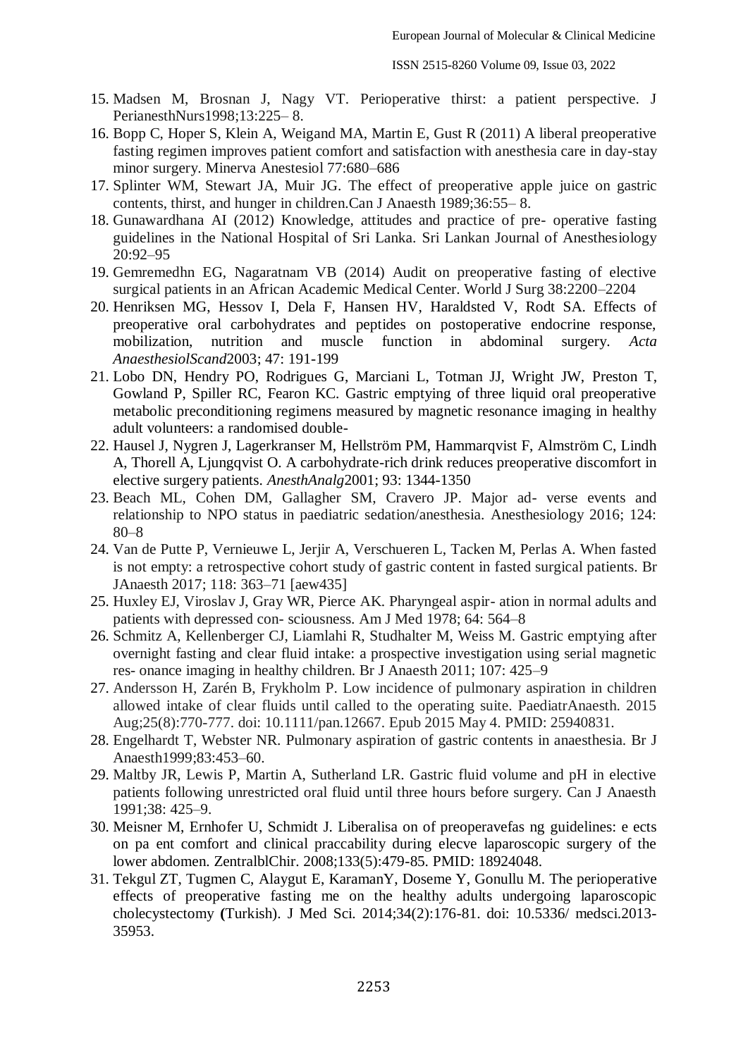15. Madsen M, Brosnan J, Nagy VT. Perioperative thirst: a patient perspective. J PerianesthNurs1998;13:225– 8.
16. Bopp C, Hoper S, Klein A, Weigand MA, Martin E, Gust R (2011) A liberal preoperative fasting regimen improves patient comfort and satisfaction with anesthesia care in day-stay minor surgery. Minerva Anestesiol 77:680–686
17. Splinter WM, Stewart JA, Muir JG. The effect of preoperative apple juice on gastric contents, thirst, and hunger in children.Can J Anaesth 1989;36:55– 8.
18. Gunawardhana AI (2012) Knowledge, attitudes and practice of pre- operative fasting guidelines in the National Hospital of Sri Lanka. Sri Lankan Journal of Anesthesiology 20:92–95
19. Gemremedhn EG, Nagaratnam VB (2014) Audit on preoperative fasting of elective surgical patients in an African Academic Medical Center. World J Surg 38:2200–2204
20. Henriksen MG, Hessov I, Dela F, Hansen HV, Haraldsted V, Rodt SA. Effects of preoperative oral carbohydrates and peptides on postoperative endocrine response, mobilization, nutrition and muscle function in abdominal surgery. *Acta AnaesthesiolScand*2003; 47: 191-199
21. Lobo DN, Hendry PO, Rodrigues G, Marciani L, Totman JJ, Wright JW, Preston T, Gowland P, Spiller RC, Fearon KC. Gastric emptying of three liquid oral preoperative metabolic preconditioning regimens measured by magnetic resonance imaging in healthy adult volunteers: a randomised double-
22. Hausel J, Nygren J, Lagerkranser M, Hellström PM, Hammarqvist F, Almström C, Lindh A, Thorell A, Ljungqvist O. A carbohydrate-rich drink reduces preoperative discomfort in elective surgery patients. *AnesthAnalg*2001; 93: 1344-1350
23. Beach ML, Cohen DM, Gallagher SM, Cravero JP. Major ad- verse events and relationship to NPO status in paediatric sedation/anesthesia. Anesthesiology 2016; 124: 80–8
24. Van de Putte P, Vernieuwe L, Jerjir A, Verschueren L, Tacken M, Perlas A. When fasted is not empty: a retrospective cohort study of gastric content in fasted surgical patients. Br JAnaesth 2017; 118: 363–71 [aew435]
25. Huxley EJ, Viroslav J, Gray WR, Pierce AK. Pharyngeal aspir- ation in normal adults and patients with depressed con- sciousness. Am J Med 1978; 64: 564–8
26. Schmitz A, Kellenberger CJ, Liamlahi R, Studhalter M, Weiss M. Gastric emptying after overnight fasting and clear fluid intake: a prospective investigation using serial magnetic res- onance imaging in healthy children. Br J Anaesth 2011; 107: 425–9
27. Andersson H, Zarén B, Frykholm P. Low incidence of pulmonary aspiration in children allowed intake of clear fluids until called to the operating suite. PaediatrAnaesth. 2015 Aug;25(8):770-777. doi: 10.1111/pan.12667. Epub 2015 May 4. PMID: 25940831.
28. Engelhardt T, Webster NR. Pulmonary aspiration of gastric contents in anaesthesia. Br J Anaesth1999;83:453–60.
29. Maltby JR, Lewis P, Martin A, Sutherland LR. Gastric fluid volume and pH in elective patients following unrestricted oral fluid until three hours before surgery. Can J Anaesth 1991;38: 425–9.
30. Meisner M, Ernhofer U, Schmidt J. Liberalisa on of preoperavefas ng guidelines: e ects on pa ent comfort and clinical praccability during elecve laparoscopic surgery of the lower abdomen. ZentralblChir. 2008;133(5):479-85. PMID: 18924048.
31. Tekgul ZT, Tugmen C, Alaygut E, KaramanY, Doseme Y, Gonullu M. The perioperative effects of preoperative fasting me on the healthy adults undergoing laparoscopic cholecystectomy **(**Turkish). J Med Sci. 2014;34(2):176-81. doi: 10.5336/ medsci.2013-35953.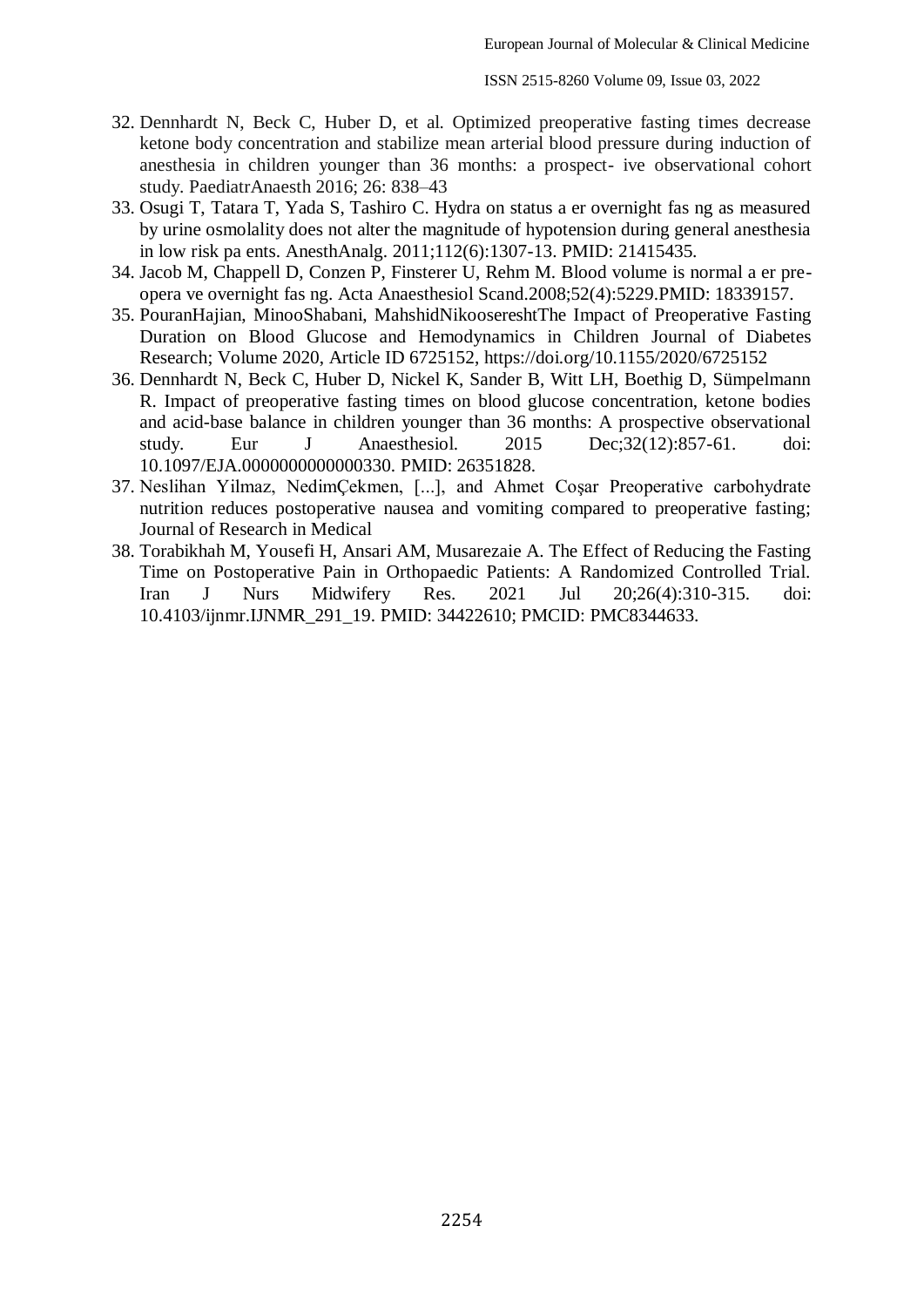32. Dennhardt N, Beck C, Huber D, et al. Optimized preoperative fasting times decrease ketone body concentration and stabilize mean arterial blood pressure during induction of anesthesia in children younger than 36 months: a prospect- ive observational cohort study. PaediatrAnaesth 2016; 26: 838–43
33. Osugi T, Tatara T, Yada S, Tashiro C. Hydra on status a er overnight fas ng as measured by urine osmolality does not alter the magnitude of hypotension during general anesthesia in low risk pa ents. AnesthAnalg. 2011;112(6):1307-13. PMID: 21415435.
34. Jacob M, Chappell D, Conzen P, Finsterer U, Rehm M. Blood volume is normal a er pre-opera ve overnight fas ng. Acta Anaesthesiol Scand.2008;52(4):5229.PMID: 18339157.
35. PouranHajian, MinooShabani, MahshidNikoosereshtThe Impact of Preoperative Fasting Duration on Blood Glucose and Hemodynamics in Children Journal of Diabetes Research; Volume 2020, Article ID 6725152, https://doi.org/10.1155/2020/6725152
36. Dennhardt N, Beck C, Huber D, Nickel K, Sander B, Witt LH, Boethig D, Sümpelmann R. Impact of preoperative fasting times on blood glucose concentration, ketone bodies and acid-base balance in children younger than 36 months: A prospective observational study. Eur J Anaesthesiol. 2015 Dec;32(12):857-61. doi: 10.1097/EJA.0000000000000330. PMID: 26351828.
37. Neslihan Yilmaz, NedimÇekmen, [...], and Ahmet Coşar Preoperative carbohydrate nutrition reduces postoperative nausea and vomiting compared to preoperative fasting; Journal of Research in Medical
38. Torabikhah M, Yousefi H, Ansari AM, Musarezaie A. The Effect of Reducing the Fasting Time on Postoperative Pain in Orthopaedic Patients: A Randomized Controlled Trial. Iran J Nurs Midwifery Res. 2021 Jul 20;26(4):310-315. doi: 10.4103/ijnmr.IJNMR_291_19. PMID: 34422610; PMCID: PMC8344633.